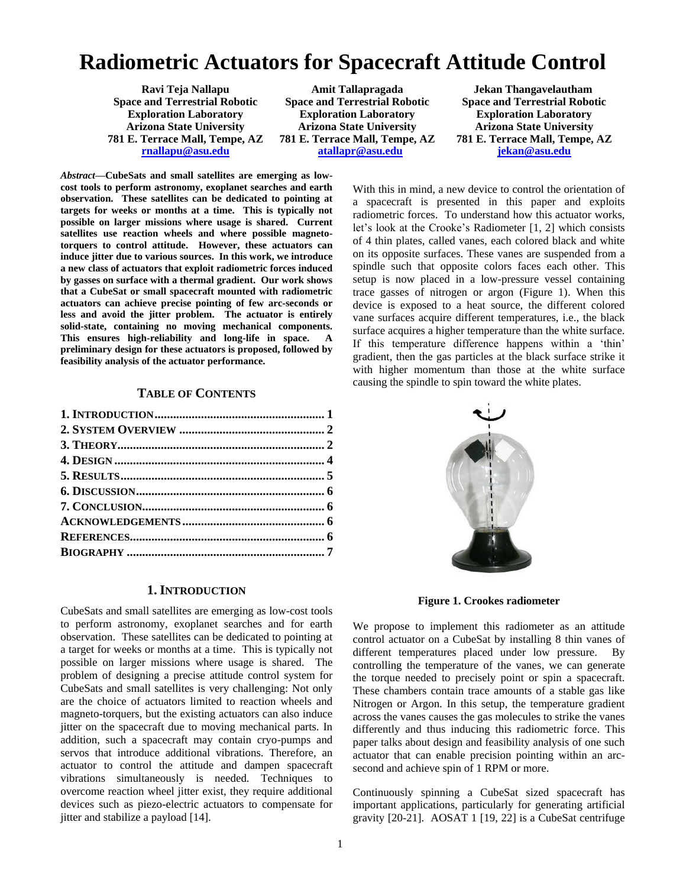# Radiometric Actuators for Spacecraft Attitude Control

**Ravi Teja Nallapu**
**Space and Terrestrial Robotic Exploration Laboratory**
**Arizona State University**
**781 E. Terrace Mall, Tempe, AZ**
**rnallapu@asu.edu**

**Amit Tallapragada**
**Space and Terrestrial Robotic Exploration Laboratory**
**Arizona State University**
**781 E. Terrace Mall, Tempe, AZ**
**atallapr@asu.edu**

**Jekan Thangavelautham**
**Space and Terrestrial Robotic Exploration Laboratory**
**Arizona State University**
**781 E. Terrace Mall, Tempe, AZ**
**jekan@asu.edu**

***Abstract*—CubeSats and small satellites are emerging as low-cost tools to perform astronomy, exoplanet searches and earth observation. These satellites can be dedicated to pointing at targets for weeks or months at a time. This is typically not possible on larger missions where usage is shared. Current satellites use reaction wheels and where possible magneto-torquers to control attitude. However, these actuators can induce jitter due to various sources. In this work, we introduce a new class of actuators that exploit radiometric forces induced by gasses on surface with a thermal gradient. Our work shows that a CubeSat or small spacecraft mounted with radiometric actuators can achieve precise pointing of few arc-seconds or less and avoid the jitter problem. The actuator is entirely solid-state, containing no moving mechanical components. This ensures high-reliability and long-life in space. A preliminary design for these actuators is proposed, followed by feasibility analysis of the actuator performance.**

## TABLE OF CONTENTS

| | |
|---|---|
| **1. INTRODUCTION** | **1** |
| **2. SYSTEM OVERVIEW** | **2** |
| **3. THEORY** | **2** |
| **4. DESIGN** | **4** |
| **5. RESULTS** | **5** |
| **6. DISCUSSION** | **6** |
| **7. CONCLUSION** | **6** |
| **ACKNOWLEDGEMENTS** | **6** |
| **REFERENCES** | **6** |
| **BIOGRAPHY** | **7** |

## 1. INTRODUCTION

CubeSats and small satellites are emerging as low-cost tools to perform astronomy, exoplanet searches and for earth observation. These satellites can be dedicated to pointing at a target for weeks or months at a time. This is typically not possible on larger missions where usage is shared. The problem of designing a precise attitude control system for CubeSats and small satellites is very challenging: Not only are the choice of actuators limited to reaction wheels and magneto-torquers, but the existing actuators can also induce jitter on the spacecraft due to moving mechanical parts. In addition, such a spacecraft may contain cryo-pumps and servos that introduce additional vibrations. Therefore, an actuator to control the attitude and dampen spacecraft vibrations simultaneously is needed. Techniques to overcome reaction wheel jitter exist, they require additional devices such as piezo-electric actuators to compensate for jitter and stabilize a payload [14].

With this in mind, a new device to control the orientation of a spacecraft is presented in this paper and exploits radiometric forces. To understand how this actuator works, let's look at the Crooke's Radiometer [1, 2] which consists of 4 thin plates, called vanes, each colored black and white on its opposite surfaces. These vanes are suspended from a spindle such that opposite colors faces each other. This setup is now placed in a low-pressure vessel containing trace gasses of nitrogen or argon (Figure 1). When this device is exposed to a heat source, the different colored vane surfaces acquire different temperatures, i.e., the black surface acquires a higher temperature than the white surface. If this temperature difference happens within a 'thin' gradient, then the gas particles at the black surface strike it with higher momentum than those at the white surface causing the spindle to spin toward the white plates.

**Figure 1. Crookes radiometer**

We propose to implement this radiometer as an attitude control actuator on a CubeSat by installing 8 thin vanes of different temperatures placed under low pressure. By controlling the temperature of the vanes, we can generate the torque needed to precisely point or spin a spacecraft. These chambers contain trace amounts of a stable gas like Nitrogen or Argon. In this setup, the temperature gradient across the vanes causes the gas molecules to strike the vanes differently and thus inducing this radiometric force. This paper talks about design and feasibility analysis of one such actuator that can enable precision pointing within an arc-second and achieve spin of 1 RPM or more.

Continuously spinning a CubeSat sized spacecraft has important applications, particularly for generating artificial gravity [20-21]. AOSAT 1 [19, 22] is a CubeSat centrifuge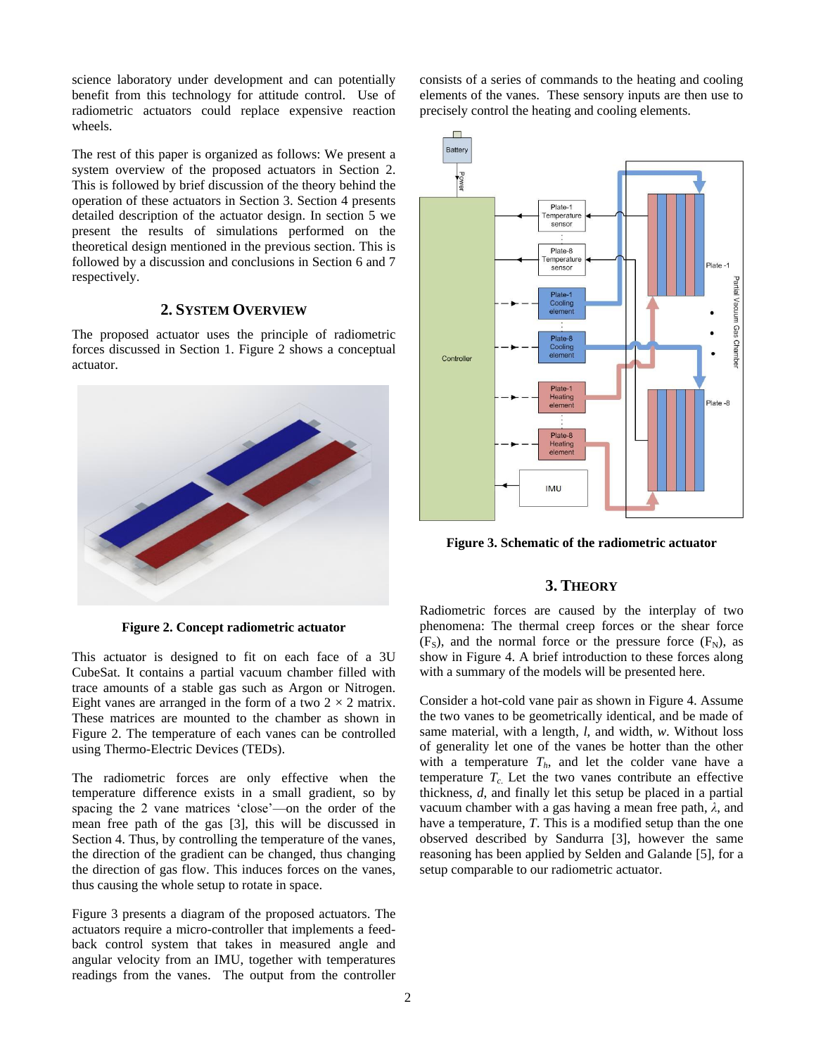science laboratory under development and can potentially benefit from this technology for attitude control. Use of radiometric actuators could replace expensive reaction wheels.

The rest of this paper is organized as follows: We present a system overview of the proposed actuators in Section 2. This is followed by brief discussion of the theory behind the operation of these actuators in Section 3. Section 4 presents detailed description of the actuator design. In section 5 we present the results of simulations performed on the theoretical design mentioned in the previous section. This is followed by a discussion and conclusions in Section 6 and 7 respectively.

## 2. System Overview

The proposed actuator uses the principle of radiometric forces discussed in Section 1. Figure 2 shows a conceptual actuator.

**Figure 2. Concept radiometric actuator**

This actuator is designed to fit on each face of a 3U CubeSat. It contains a partial vacuum chamber filled with trace amounts of a stable gas such as Argon or Nitrogen. Eight vanes are arranged in the form of a two $2 \times 2$ matrix. These matrices are mounted to the chamber as shown in Figure 2. The temperature of each vanes can be controlled using Thermo-Electric Devices (TEDs).

The radiometric forces are only effective when the temperature difference exists in a small gradient, so by spacing the 2 vane matrices 'close'—on the order of the mean free path of the gas [3], this will be discussed in Section 4. Thus, by controlling the temperature of the vanes, the direction of the gradient can be changed, thus changing the direction of gas flow. This induces forces on the vanes, thus causing the whole setup to rotate in space.

Figure 3 presents a diagram of the proposed actuators. The actuators require a micro-controller that implements a feed-back control system that takes in measured angle and angular velocity from an IMU, together with temperatures readings from the vanes. The output from the controller consists of a series of commands to the heating and cooling elements of the vanes. These sensory inputs are then use to precisely control the heating and cooling elements.

**Figure 3. Schematic of the radiometric actuator**

## 3. Theory

Radiometric forces are caused by the interplay of two phenomena: The thermal creep forces or the shear force ($F_S$), and the normal force or the pressure force ($F_N$), as show in Figure 4. A brief introduction to these forces along with a summary of the models will be presented here.

Consider a hot-cold vane pair as shown in Figure 4. Assume the two vanes to be geometrically identical, and be made of same material, with a length, *l*, and width, *w*. Without loss of generality let one of the vanes be hotter than the other with a temperature $T_h$, and let the colder vane have a temperature $T_c$. Let the two vanes contribute an effective thickness, *d*, and finally let this setup be placed in a partial vacuum chamber with a gas having a mean free path, $\lambda$, and have a temperature, *T*. This is a modified setup than the one observed described by Sandurra [3], however the same reasoning has been applied by Selden and Galande [5], for a setup comparable to our radiometric actuator.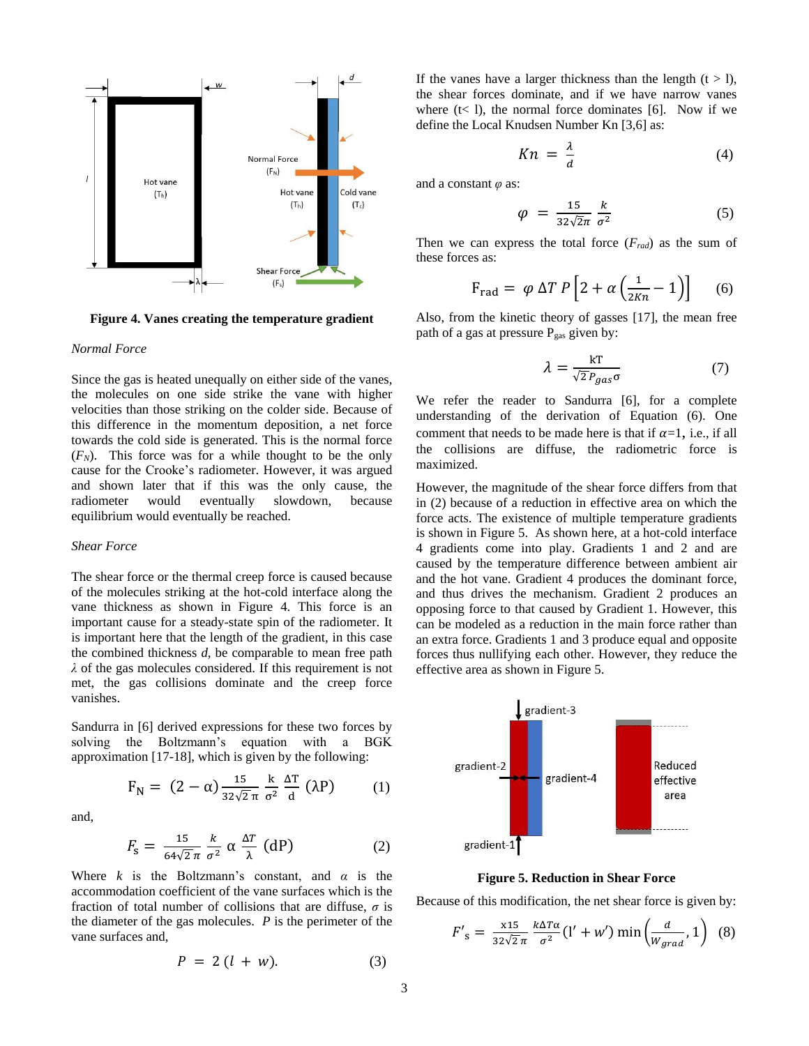**Figure 4. Vanes creating the temperature gradient**

*Normal Force*

Since the gas is heated unequally on either side of the vanes, the molecules on one side strike the vane with higher velocities than those striking on the colder side. Because of this difference in the momentum deposition, a net force towards the cold side is generated. This is the normal force ($F_N$). This force was for a while thought to be the only cause for the Crooke's radiometer. However, it was argued and shown later that if this was the only cause, the radiometer would eventually slowdown, because equilibrium would eventually be reached.

*Shear Force*

The shear force or the thermal creep force is caused because of the molecules striking at the hot-cold interface along the vane thickness as shown in Figure 4. This force is an important cause for a steady-state spin of the radiometer. It is important here that the length of the gradient, in this case the combined thickness *d*, be comparable to mean free path $\lambda$ of the gas molecules considered. If this requirement is not met, the gas collisions dominate and the creep force vanishes.

Sandurra in [6] derived expressions for these two forces by solving the Boltzmann's equation with a BGK approximation [17-18], which is given by the following:

$$F_N = (2-\alpha)\frac{15}{32\sqrt{2}\,\pi}\,\frac{k}{\sigma^2}\,\frac{\Delta T}{d}\,(\lambda P) \tag{1}$$

and,

$$F_s = \frac{15}{64\sqrt{2}\,\pi}\,\frac{k}{\sigma^2}\,\alpha\,\frac{\Delta T}{\lambda}\,(dP) \tag{2}$$

Where $k$ is the Boltzmann's constant, and $\alpha$ is the accommodation coefficient of the vane surfaces which is the fraction of total number of collisions that are diffuse, $\sigma$ is the diameter of the gas molecules. $P$ is the perimeter of the vane surfaces and,

$$P = 2\,(l + w). \tag{3}$$

If the vanes have a larger thickness than the length (t > l), the shear forces dominate, and if we have narrow vanes where (t< l), the normal force dominates [6]. Now if we define the Local Knudsen Number Kn [3,6] as:

$$Kn = \frac{\lambda}{d} \tag{4}$$

and a constant $\varphi$ as:

$$\varphi = \frac{15}{32\sqrt{2}\pi}\,\frac{k}{\sigma^2} \tag{5}$$

Then we can express the total force ($F_{rad}$) as the sum of these forces as:

$$F_{rad} = \varphi\,\Delta T\,P\left[2 + \alpha\left(\frac{1}{2Kn} - 1\right)\right] \tag{6}$$

Also, from the kinetic theory of gasses [17], the mean free path of a gas at pressure $P_{gas}$ given by:

$$\lambda = \frac{kT}{\sqrt{2}P_{gas}\sigma} \tag{7}$$

We refer the reader to Sandurra [6], for a complete understanding of the derivation of Equation (6). One comment that needs to be made here is that if $\alpha$=1, i.e., if all the collisions are diffuse, the radiometric force is maximized.

However, the magnitude of the shear force differs from that in (2) because of a reduction in effective area on which the force acts. The existence of multiple temperature gradients is shown in Figure 5. As shown here, at a hot-cold interface 4 gradients come into play. Gradients 1 and 2 and are caused by the temperature difference between ambient air and the hot vane. Gradient 4 produces the dominant force, and thus drives the mechanism. Gradient 2 produces an opposing force to that caused by Gradient 1. However, this can be modeled as a reduction in the main force rather than an extra force. Gradients 1 and 3 produce equal and opposite forces thus nullifying each other. However, they reduce the effective area as shown in Figure 5.

**Figure 5. Reduction in Shear Force**

Because of this modification, the net shear force is given by:

$$F'_s = \frac{x15}{32\sqrt{2}\,\pi}\,\frac{k\Delta T\alpha}{\sigma^2}\,(l' + w')\,\min\left(\frac{d}{W_{grad}}, 1\right) \tag{8}$$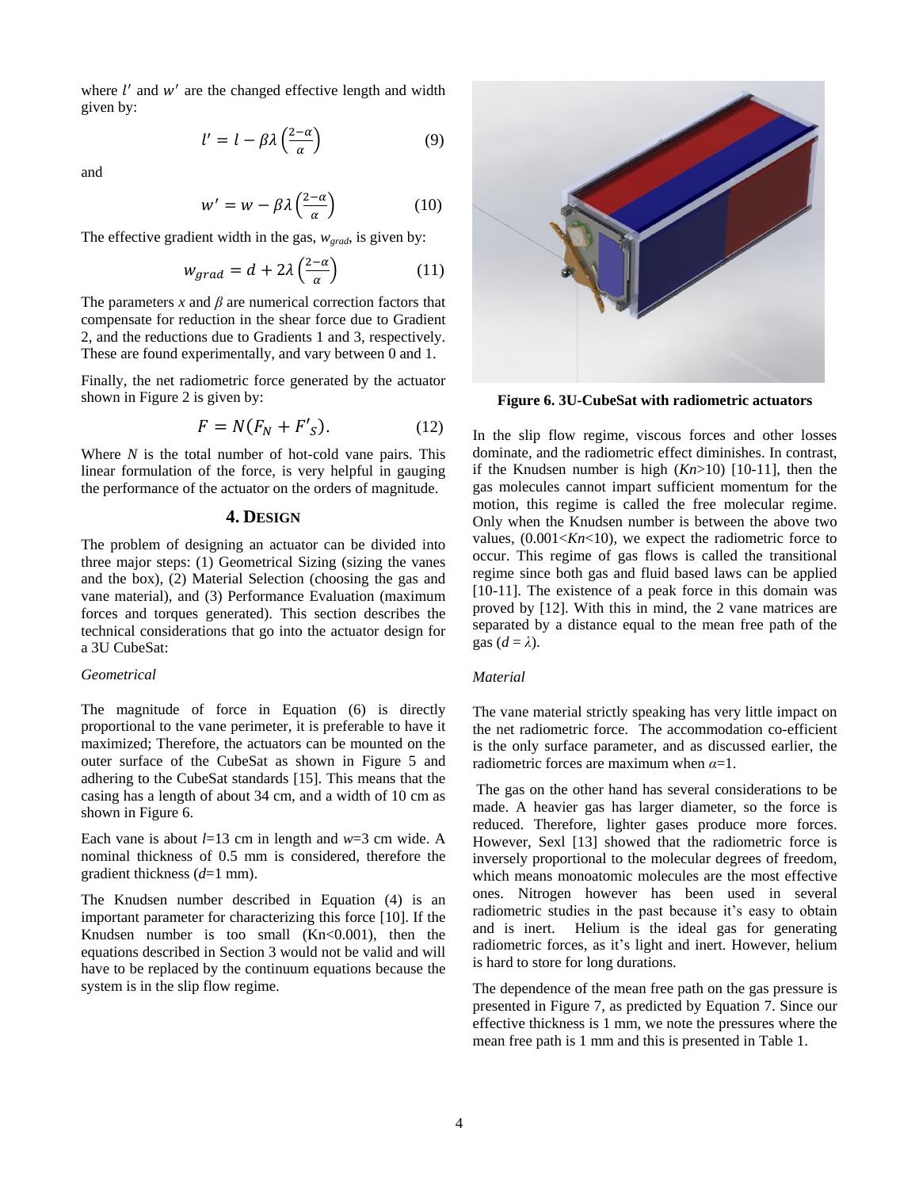where $l'$ and $w'$ are the changed effective length and width given by:

$$l' = l - \beta\lambda\left(\frac{2-\alpha}{\alpha}\right) \tag{9}$$

and

$$w' = w - \beta\lambda\left(\frac{2-\alpha}{\alpha}\right) \tag{10}$$

The effective gradient width in the gas, $w_{grad}$, is given by:

$$w_{grad} = d + 2\lambda\left(\frac{2-\alpha}{\alpha}\right) \tag{11}$$

The parameters $x$ and $\beta$ are numerical correction factors that compensate for reduction in the shear force due to Gradient 2, and the reductions due to Gradients 1 and 3, respectively. These are found experimentally, and vary between 0 and 1.

Finally, the net radiometric force generated by the actuator shown in Figure 2 is given by:

$$F = N(F_N + F'_S). \tag{12}$$

Where $N$ is the total number of hot-cold vane pairs. This linear formulation of the force, is very helpful in gauging the performance of the actuator on the orders of magnitude.

## 4. DESIGN

The problem of designing an actuator can be divided into three major steps: (1) Geometrical Sizing (sizing the vanes and the box), (2) Material Selection (choosing the gas and vane material), and (3) Performance Evaluation (maximum forces and torques generated). This section describes the technical considerations that go into the actuator design for a 3U CubeSat:

*Geometrical*

The magnitude of force in Equation (6) is directly proportional to the vane perimeter, it is preferable to have it maximized; Therefore, the actuators can be mounted on the outer surface of the CubeSat as shown in Figure 5 and adhering to the CubeSat standards [15]. This means that the casing has a length of about 34 cm, and a width of 10 cm as shown in Figure 6.

Each vane is about $l$=13 cm in length and $w$=3 cm wide. A nominal thickness of 0.5 mm is considered, therefore the gradient thickness ($d$=1 mm).

The Knudsen number described in Equation (4) is an important parameter for characterizing this force [10]. If the Knudsen number is too small ($Kn<0.001$), then the equations described in Section 3 would not be valid and will have to be replaced by the continuum equations because the system is in the slip flow regime.

**Figure 6. 3U-CubeSat with radiometric actuators**

In the slip flow regime, viscous forces and other losses dominate, and the radiometric effect diminishes. In contrast, if the Knudsen number is high ($Kn>10$) [10-11], then the gas molecules cannot impart sufficient momentum for the motion, this regime is called the free molecular regime. Only when the Knudsen number is between the above two values, ($0.001<Kn<10$), we expect the radiometric force to occur. This regime of gas flows is called the transitional regime since both gas and fluid based laws can be applied [10-11]. The existence of a peak force in this domain was proved by [12]. With this in mind, the 2 vane matrices are separated by a distance equal to the mean free path of the gas ($d = \lambda$).

*Material*

The vane material strictly speaking has very little impact on the net radiometric force. The accommodation co-efficient is the only surface parameter, and as discussed earlier, the radiometric forces are maximum when $\alpha$=1.

The gas on the other hand has several considerations to be made. A heavier gas has larger diameter, so the force is reduced. Therefore, lighter gases produce more forces. However, Sexl [13] showed that the radiometric force is inversely proportional to the molecular degrees of freedom, which means monoatomic molecules are the most effective ones. Nitrogen however has been used in several radiometric studies in the past because it's easy to obtain and is inert. Helium is the ideal gas for generating radiometric forces, as it's light and inert. However, helium is hard to store for long durations.

The dependence of the mean free path on the gas pressure is presented in Figure 7, as predicted by Equation 7. Since our effective thickness is 1 mm, we note the pressures where the mean free path is 1 mm and this is presented in Table 1.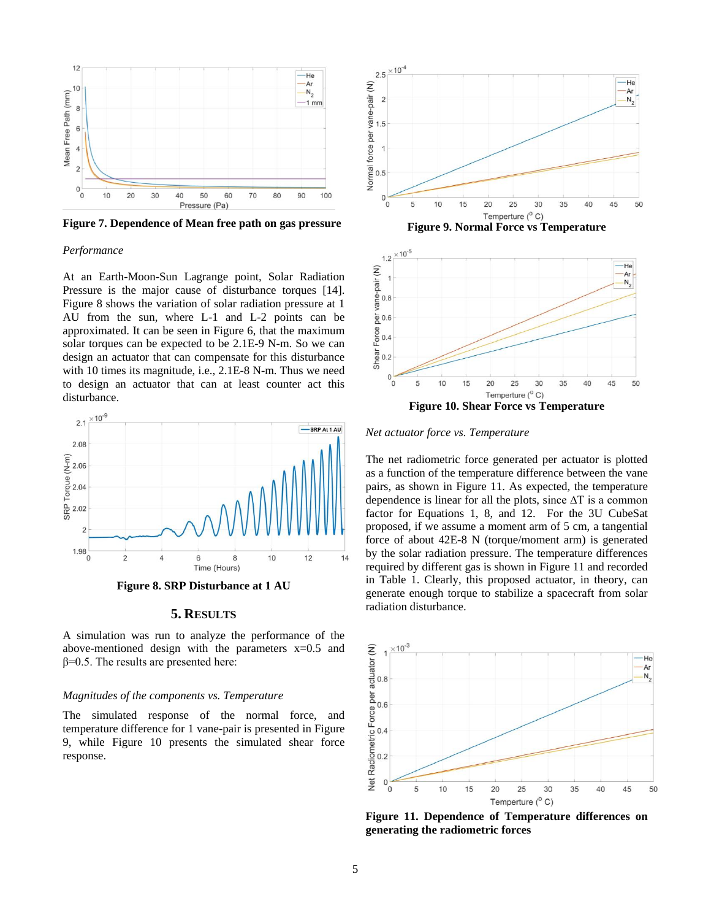Figure 7. Dependence of Mean free path on gas pressure

*Performance*

At an Earth-Moon-Sun Lagrange point, Solar Radiation Pressure is the major cause of disturbance torques [14]. Figure 8 shows the variation of solar radiation pressure at 1 AU from the sun, where L-1 and L-2 points can be approximated. It can be seen in Figure 6, that the maximum solar torques can be expected to be 2.1E-9 N-m. So we can design an actuator that can compensate for this disturbance with 10 times its magnitude, i.e., 2.1E-8 N-m. Thus we need to design an actuator that can at least counter act this disturbance.

Figure 8. SRP Disturbance at 1 AU

## 5. RESULTS

A simulation was run to analyze the performance of the above-mentioned design with the parameters x=0.5 and β=0.5. The results are presented here:

*Magnitudes of the components vs. Temperature*

The simulated response of the normal force, and temperature difference for 1 vane-pair is presented in Figure 9, while Figure 10 presents the simulated shear force response.

Figure 9. Normal Force vs Temperature

Figure 10. Shear Force vs Temperature

*Net actuator force vs. Temperature*

The net radiometric force generated per actuator is plotted as a function of the temperature difference between the vane pairs, as shown in Figure 11. As expected, the temperature dependence is linear for all the plots, since ΔT is a common factor for Equations 1, 8, and 12. For the 3U CubeSat proposed, if we assume a moment arm of 5 cm, a tangential force of about 42E-8 N (torque/moment arm) is generated by the solar radiation pressure. The temperature differences required by different gas is shown in Figure 11 and recorded in Table 1. Clearly, this proposed actuator, in theory, can generate enough torque to stabilize a spacecraft from solar radiation disturbance.

Figure 11. Dependence of Temperature differences on generating the radiometric forces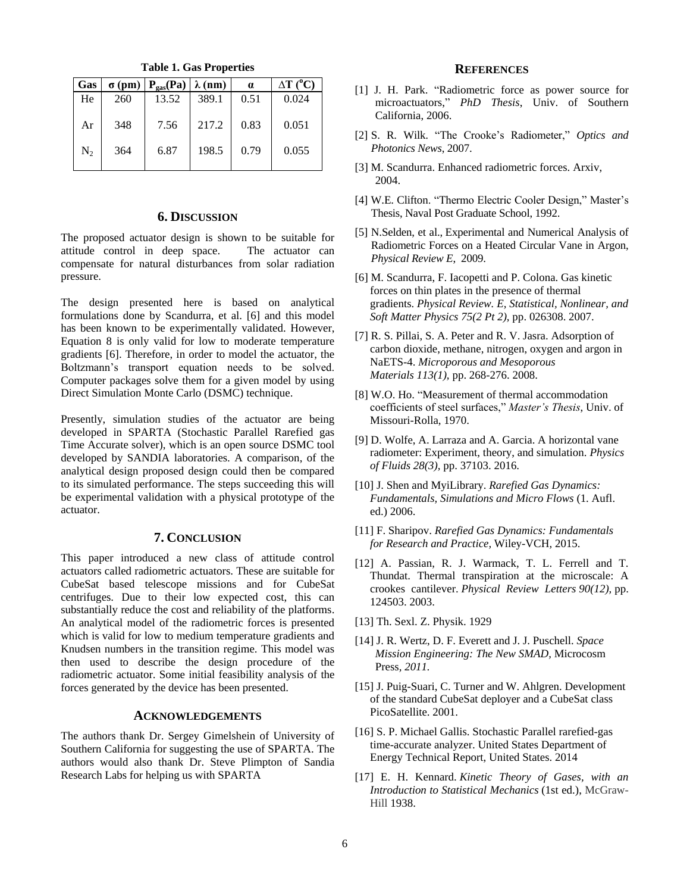**Table 1. Gas Properties**

| Gas | σ (pm) | $P_{gas}$(Pa) | λ (nm) | α | ΔT (°C) |
|---|---|---|---|---|---|
| He | 260 | 13.52 | 389.1 | 0.51 | 0.024 |
| Ar | 348 | 7.56 | 217.2 | 0.83 | 0.051 |
| $N_2$ | 364 | 6.87 | 198.5 | 0.79 | 0.055 |

## 6. DISCUSSION

The proposed actuator design is shown to be suitable for attitude control in deep space. The actuator can compensate for natural disturbances from solar radiation pressure.

The design presented here is based on analytical formulations done by Scandurra, et al. [6] and this model has been known to be experimentally validated. However, Equation 8 is only valid for low to moderate temperature gradients [6]. Therefore, in order to model the actuator, the Boltzmann's transport equation needs to be solved. Computer packages solve them for a given model by using Direct Simulation Monte Carlo (DSMC) technique.

Presently, simulation studies of the actuator are being developed in SPARTA (Stochastic Parallel Rarefied gas Time Accurate solver), which is an open source DSMC tool developed by SANDIA laboratories. A comparison, of the analytical design proposed design could then be compared to its simulated performance. The steps succeeding this will be experimental validation with a physical prototype of the actuator.

## 7. CONCLUSION

This paper introduced a new class of attitude control actuators called radiometric actuators. These are suitable for CubeSat based telescope missions and for CubeSat centrifuges. Due to their low expected cost, this can substantially reduce the cost and reliability of the platforms. An analytical model of the radiometric forces is presented which is valid for low to medium temperature gradients and Knudsen numbers in the transition regime. This model was then used to describe the design procedure of the radiometric actuator. Some initial feasibility analysis of the forces generated by the device has been presented.

## ACKNOWLEDGEMENTS

The authors thank Dr. Sergey Gimelshein of University of Southern California for suggesting the use of SPARTA. The authors would also thank Dr. Steve Plimpton of Sandia Research Labs for helping us with SPARTA

## REFERENCES

[1] J. H. Park. "Radiometric force as power source for microactuators," *PhD Thesis*, Univ. of Southern California, 2006.

[2] S. R. Wilk. "The Crooke's Radiometer," *Optics and Photonics News*, 2007.

[3] M. Scandurra. Enhanced radiometric forces. Arxiv, 2004.

[4] W.E. Clifton. "Thermo Electric Cooler Design," Master's Thesis, Naval Post Graduate School, 1992.

[5] N.Selden, et al., Experimental and Numerical Analysis of Radiometric Forces on a Heated Circular Vane in Argon, *Physical Review E,* 2009.

[6] M. Scandurra, F. Iacopetti and P. Colona. Gas kinetic forces on thin plates in the presence of thermal gradients. *Physical Review. E, Statistical, Nonlinear, and Soft Matter Physics 75(2 Pt 2)*, pp. 026308. 2007.

[7] R. S. Pillai, S. A. Peter and R. V. Jasra. Adsorption of carbon dioxide, methane, nitrogen, oxygen and argon in NaETS-4. *Microporous and Mesoporous Materials 113(1)*, pp. 268-276. 2008.

[8] W.O. Ho. "Measurement of thermal accommodation coefficients of steel surfaces," *Master's Thesis*, Univ. of Missouri-Rolla, 1970.

[9] D. Wolfe, A. Larraza and A. Garcia. A horizontal vane radiometer: Experiment, theory, and simulation. *Physics of Fluids 28(3)*, pp. 37103. 2016.

[10] J. Shen and MyiLibrary. *Rarefied Gas Dynamics: Fundamentals, Simulations and Micro Flows* (1. Aufl. ed.) 2006.

[11] F. Sharipov. *Rarefied Gas Dynamics: Fundamentals for Research and Practice,* Wiley-VCH, 2015.

[12] A. Passian, R. J. Warmack, T. L. Ferrell and T. Thundat. Thermal transpiration at the microscale: A crookes cantilever. *Physical Review Letters 90(12)*, pp. 124503. 2003.

[13] Th. Sexl. Z. Physik. 1929

[14] J. R. Wertz, D. F. Everett and J. J. Puschell. *Space Mission Engineering: The New SMAD,* Microcosm Press, *2011*.

[15] J. Puig-Suari, C. Turner and W. Ahlgren. Development of the standard CubeSat deployer and a CubeSat class PicoSatellite. 2001.

[16] S. P. Michael Gallis. Stochastic Parallel rarefied-gas time-accurate analyzer. United States Department of Energy Technical Report, United States. 2014

[17] E. H. Kennard. *Kinetic Theory of Gases, with an Introduction to Statistical Mechanics* (1st ed.), McGraw-Hill 1938.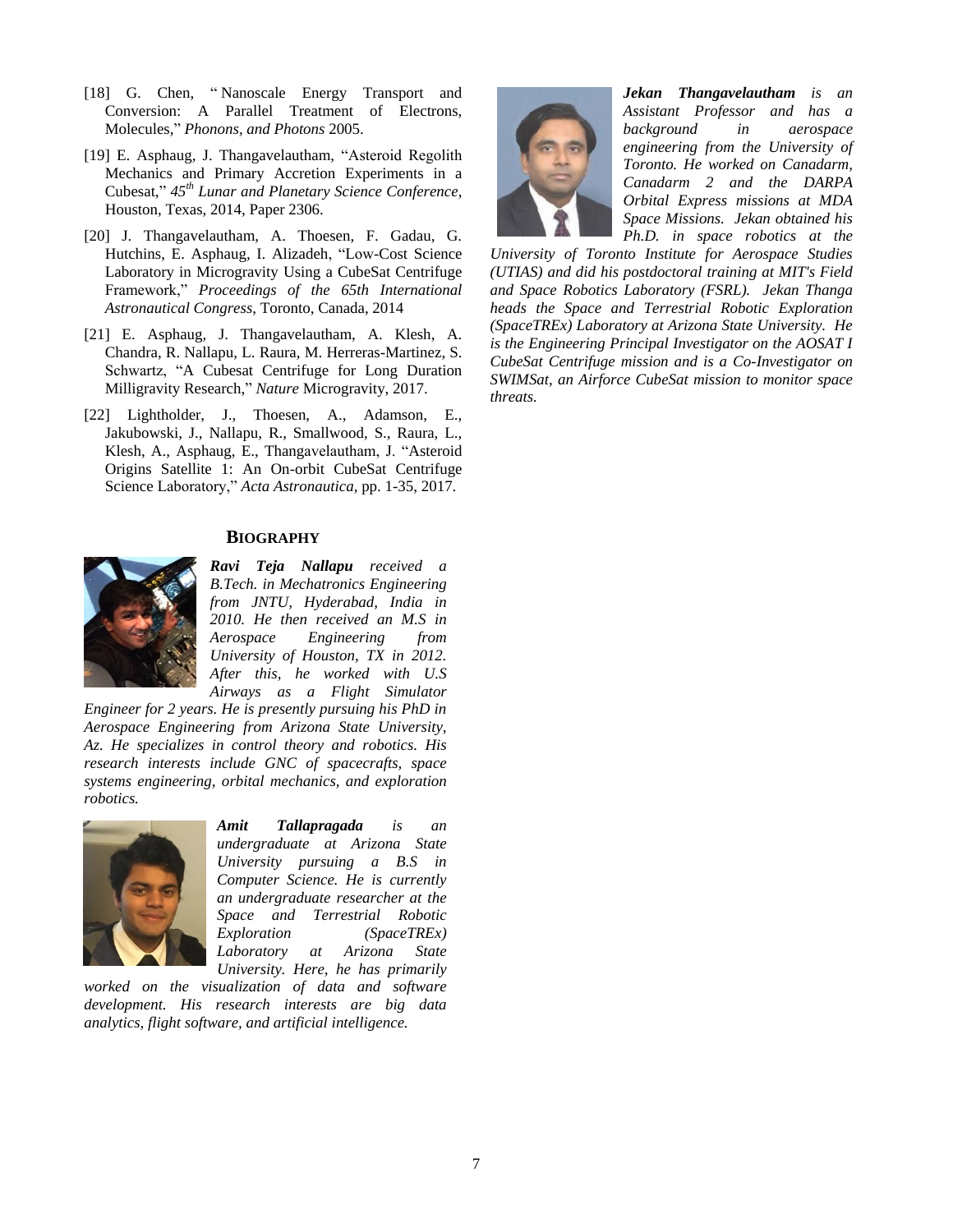[18] G. Chen, " Nanoscale Energy Transport and Conversion: A Parallel Treatment of Electrons, Molecules," *Phonons, and Photons* 2005.

[19] E. Asphaug, J. Thangavelautham, "Asteroid Regolith Mechanics and Primary Accretion Experiments in a Cubesat," *45th Lunar and Planetary Science Conference*, Houston, Texas, 2014, Paper 2306.

[20] J. Thangavelautham, A. Thoesen, F. Gadau, G. Hutchins, E. Asphaug, I. Alizadeh, "Low-Cost Science Laboratory in Microgravity Using a CubeSat Centrifuge Framework," *Proceedings of the 65th International Astronautical Congress*, Toronto, Canada, 2014

[21] E. Asphaug, J. Thangavelautham, A. Klesh, A. Chandra, R. Nallapu, L. Raura, M. Herreras-Martinez, S. Schwartz, "A Cubesat Centrifuge for Long Duration Milligravity Research," *Nature* Microgravity, 2017.

[22] Lightholder, J., Thoesen, A., Adamson, E., Jakubowski, J., Nallapu, R., Smallwood, S., Raura, L., Klesh, A., Asphaug, E., Thangavelautham, J. "Asteroid Origins Satellite 1: An On-orbit CubeSat Centrifuge Science Laboratory," *Acta Astronautica*, pp. 1-35, 2017.

## BIOGRAPHY

***Ravi Teja Nallapu*** *received a B.Tech. in Mechatronics Engineering from JNTU, Hyderabad, India in 2010. He then received an M.S in Aerospace Engineering from University of Houston, TX in 2012. After this, he worked with U.S Airways as a Flight Simulator Engineer for 2 years. He is presently pursuing his PhD in Aerospace Engineering from Arizona State University, Az. He specializes in control theory and robotics. His research interests include GNC of spacecrafts, space systems engineering, orbital mechanics, and exploration robotics.*

***Amit Tallapragada*** *is an undergraduate at Arizona State University pursuing a B.S in Computer Science. He is currently an undergraduate researcher at the Space and Terrestrial Robotic Exploration (SpaceTREx) Laboratory at Arizona State University. Here, he has primarily worked on the visualization of data and software development. His research interests are big data analytics, flight software, and artificial intelligence.*

***Jekan Thangavelautham*** *is an Assistant Professor and has a background in aerospace engineering from the University of Toronto. He worked on Canadarm, Canadarm 2 and the DARPA Orbital Express missions at MDA Space Missions. Jekan obtained his Ph.D. in space robotics at the University of Toronto Institute for Aerospace Studies (UTIAS) and did his postdoctoral training at MIT's Field and Space Robotics Laboratory (FSRL). Jekan Thanga heads the Space and Terrestrial Robotic Exploration (SpaceTREx) Laboratory at Arizona State University. He is the Engineering Principal Investigator on the AOSAT I CubeSat Centrifuge mission and is a Co-Investigator on SWIMSat, an Airforce CubeSat mission to monitor space threats.*